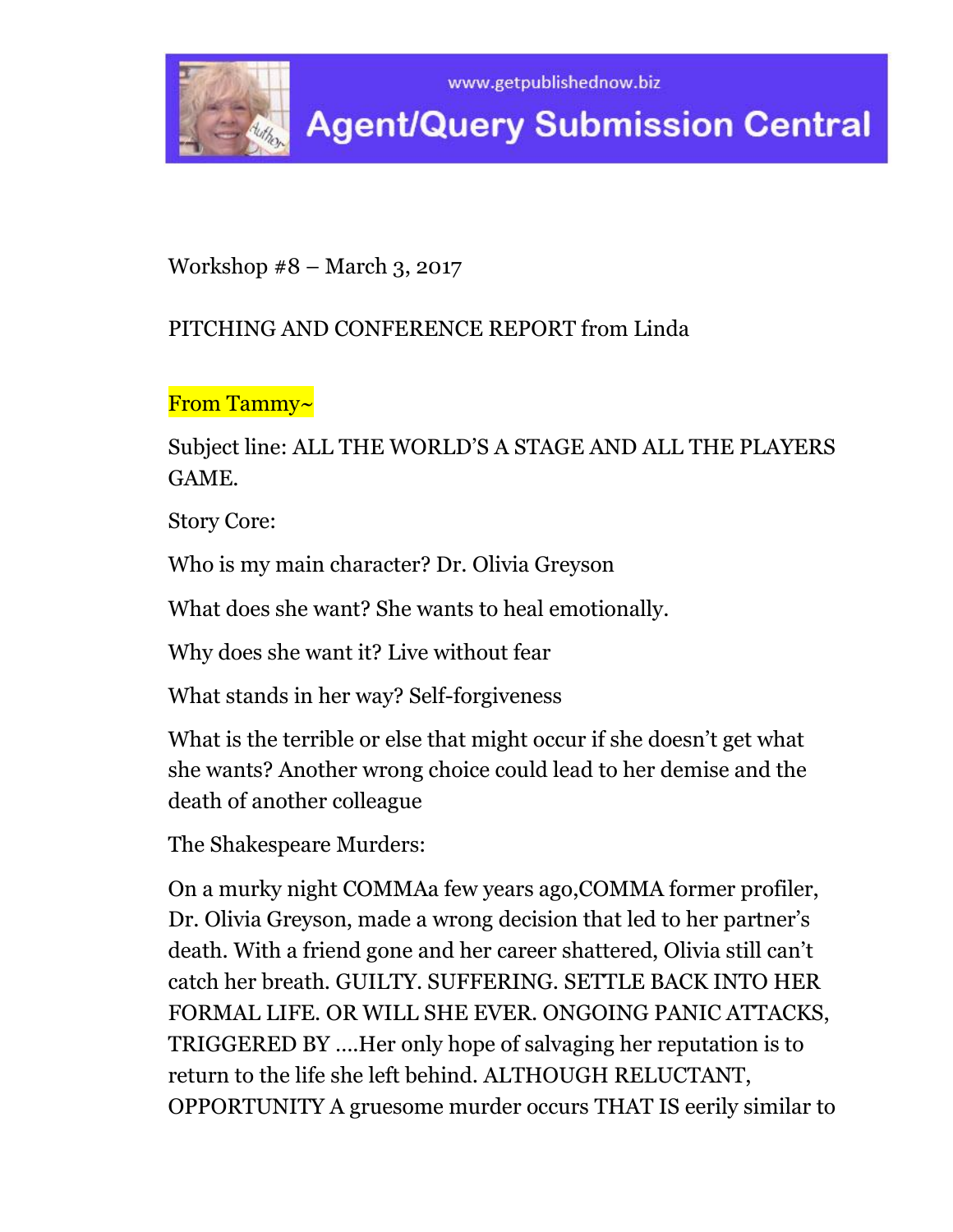www.getpublishednow.biz

# Agent/Query Submission Central

Workshop #8 – March 3, 2017

PITCHING AND CONFERENCE REPORT from Linda

From Tammy~

Subject line: ALL THE WORLD'S A STAGE AND ALL THE PLAYERS GAME.

Story Core:

Who is my main character? Dr. Olivia Greyson

What does she want? She wants to heal emotionally.

Why does she want it? Live without fear

What stands in her way? Self-forgiveness

What is the terrible or else that might occur if she doesn't get what she wants? Another wrong choice could lead to her demise and the death of another colleague

The Shakespeare Murders:

On a murky night COMMAa few years ago,COMMA former profiler, Dr. Olivia Greyson, made a wrong decision that led to her partner's death. With a friend gone and her career shattered, Olivia still can't catch her breath. GUILTY. SUFFERING. SETTLE BACK INTO HER FORMAL LIFE. OR WILL SHE EVER. ONGOING PANIC ATTACKS, TRIGGERED BY ....Her only hope of salvaging her reputation is to return to the life she left behind. ALTHOUGH RELUCTANT, OPPORTUNITY A gruesome murder occurs THAT IS eerily similar to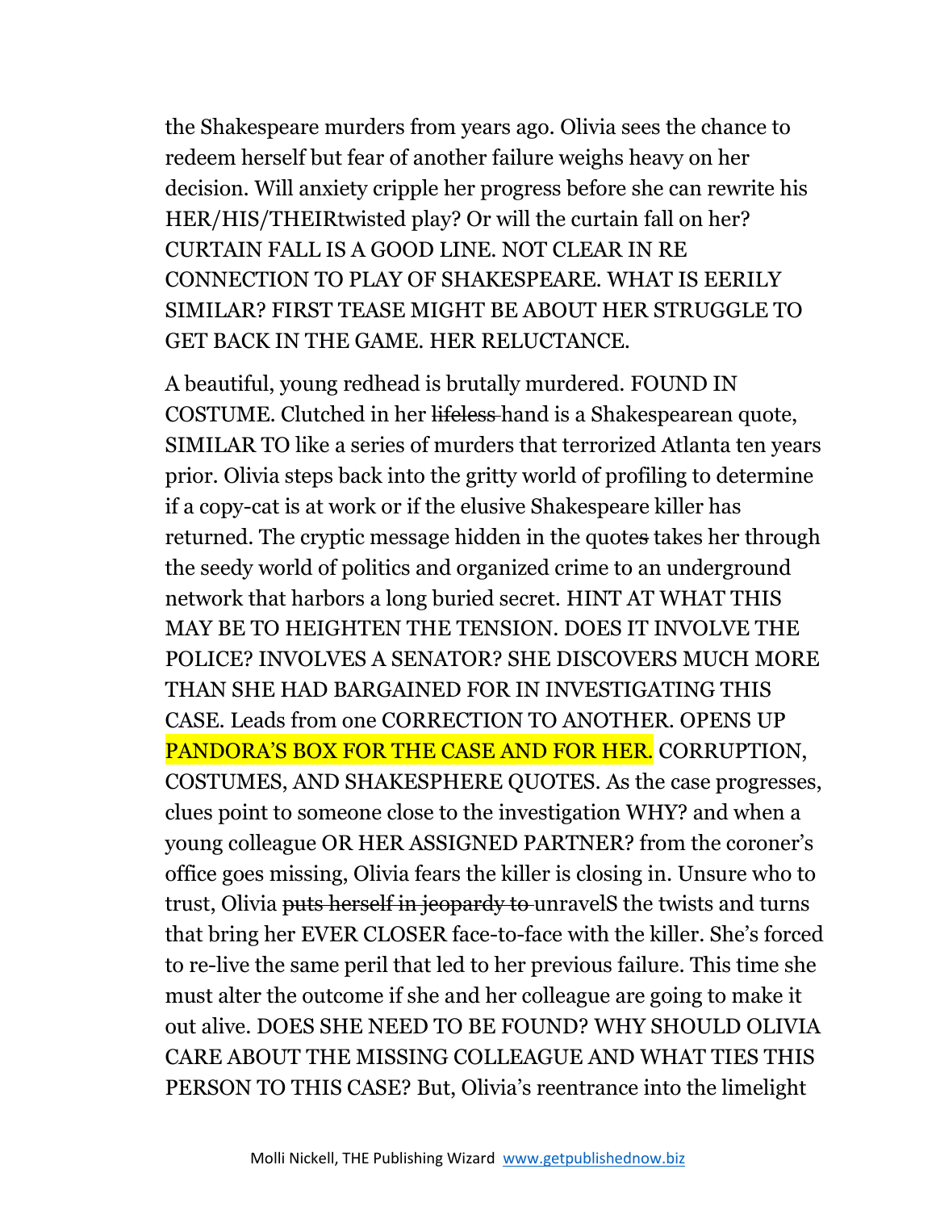the Shakespeare murders from years ago. Olivia sees the chance to redeem herself but fear of another failure weighs heavy on her decision. Will anxiety cripple her progress before she can rewrite his HER/HIS/THEIRtwisted play? Or will the curtain fall on her? CURTAIN FALL IS A GOOD LINE. NOT CLEAR IN RE CONNECTION TO PLAY OF SHAKESPEARE. WHAT IS EERILY SIMILAR? FIRST TEASE MIGHT BE ABOUT HER STRUGGLE TO GET BACK IN THE GAME. HER RELUCTANCE.

A beautiful, young redhead is brutally murdered. FOUND IN COSTUME. Clutched in her ~~lifeless~~ hand is a Shakespearean quote, SIMILAR TO like a series of murders that terrorized Atlanta ten years prior. Olivia steps back into the gritty world of profiling to determine if a copy-cat is at work or if the elusive Shakespeare killer has returned. The cryptic message hidden in the quote~~s~~ takes her through the seedy world of politics and organized crime to an underground network that harbors a long buried secret. HINT AT WHAT THIS MAY BE TO HEIGHTEN THE TENSION. DOES IT INVOLVE THE POLICE? INVOLVES A SENATOR? SHE DISCOVERS MUCH MORE THAN SHE HAD BARGAINED FOR IN INVESTIGATING THIS CASE. Leads from one CORRECTION TO ANOTHER. OPENS UP PANDORA'S BOX FOR THE CASE AND FOR HER. CORRUPTION, COSTUMES, AND SHAKESPHERE QUOTES. As the case progresses, clues point to someone close to the investigation WHY? and when a young colleague OR HER ASSIGNED PARTNER? from the coroner's office goes missing, Olivia fears the killer is closing in. Unsure who to trust, Olivia ~~puts herself in jeopardy to~~ unravelS the twists and turns that bring her EVER CLOSER face-to-face with the killer. She's forced to re-live the same peril that led to her previous failure. This time she must alter the outcome if she and her colleague are going to make it out alive. DOES SHE NEED TO BE FOUND? WHY SHOULD OLIVIA CARE ABOUT THE MISSING COLLEAGUE AND WHAT TIES THIS PERSON TO THIS CASE? But, Olivia's reentrance into the limelight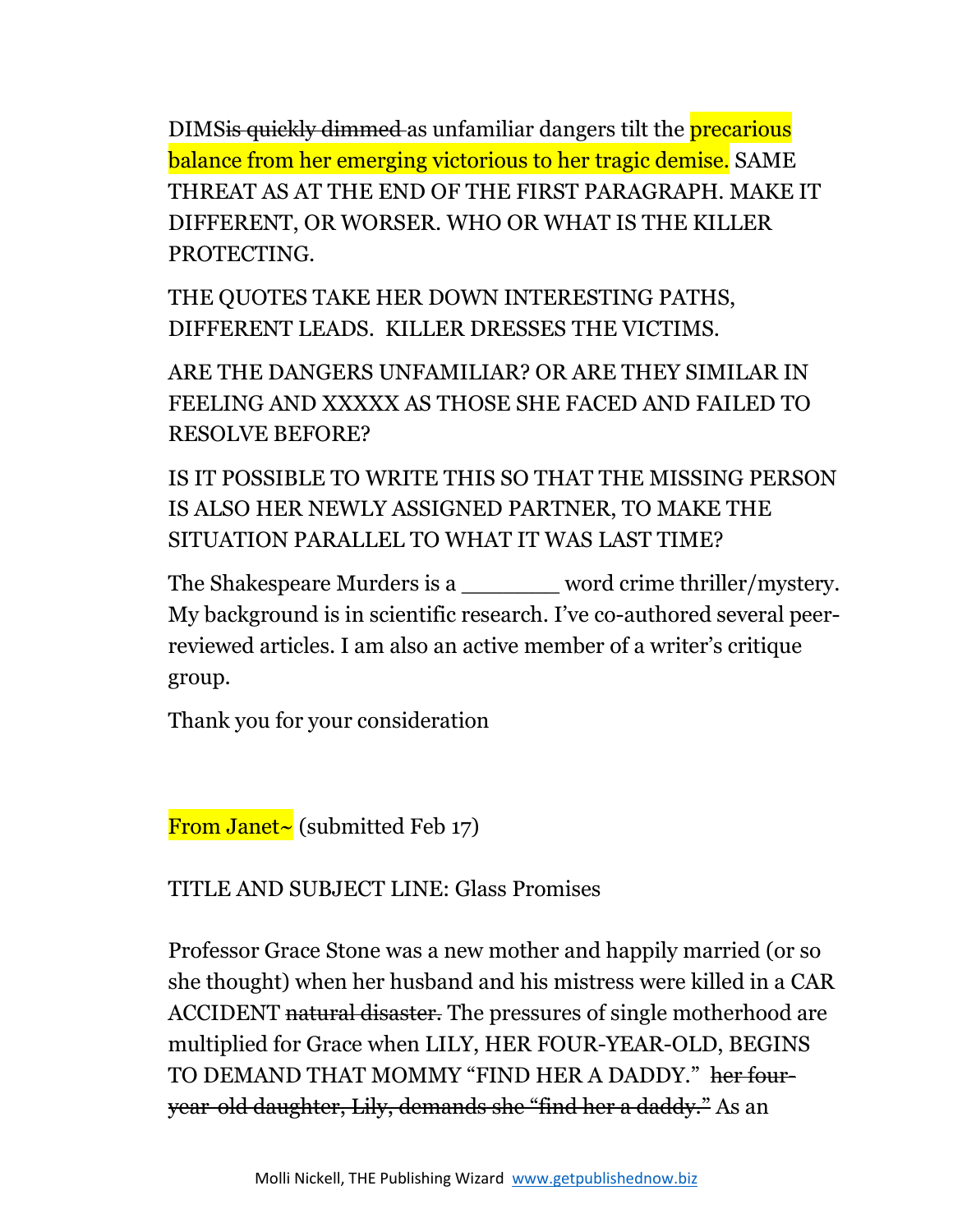DIMS~~is quickly dimmed~~ as unfamiliar dangers tilt the ==precarious balance from her emerging victorious to her tragic demise.== SAME THREAT AS AT THE END OF THE FIRST PARAGRAPH. MAKE IT DIFFERENT, OR WORSER. WHO OR WHAT IS THE KILLER PROTECTING.

THE QUOTES TAKE HER DOWN INTERESTING PATHS, DIFFERENT LEADS. KILLER DRESSES THE VICTIMS.

ARE THE DANGERS UNFAMILIAR? OR ARE THEY SIMILAR IN FEELING AND XXXXX AS THOSE SHE FACED AND FAILED TO RESOLVE BEFORE?

IS IT POSSIBLE TO WRITE THIS SO THAT THE MISSING PERSON IS ALSO HER NEWLY ASSIGNED PARTNER, TO MAKE THE SITUATION PARALLEL TO WHAT IT WAS LAST TIME?

The Shakespeare Murders is a _______ word crime thriller/mystery. My background is in scientific research. I've co-authored several peer-reviewed articles. I am also an active member of a writer's critique group.

Thank you for your consideration

==From Janet~== (submitted Feb 17)

TITLE AND SUBJECT LINE: Glass Promises

Professor Grace Stone was a new mother and happily married (or so she thought) when her husband and his mistress were killed in a CAR ACCIDENT ~~natural disaster.~~ The pressures of single motherhood are multiplied for Grace when LILY, HER FOUR-YEAR-OLD, BEGINS TO DEMAND THAT MOMMY "FIND HER A DADDY." ~~her four-year-old daughter, Lily, demands she "find her a daddy."~~ As an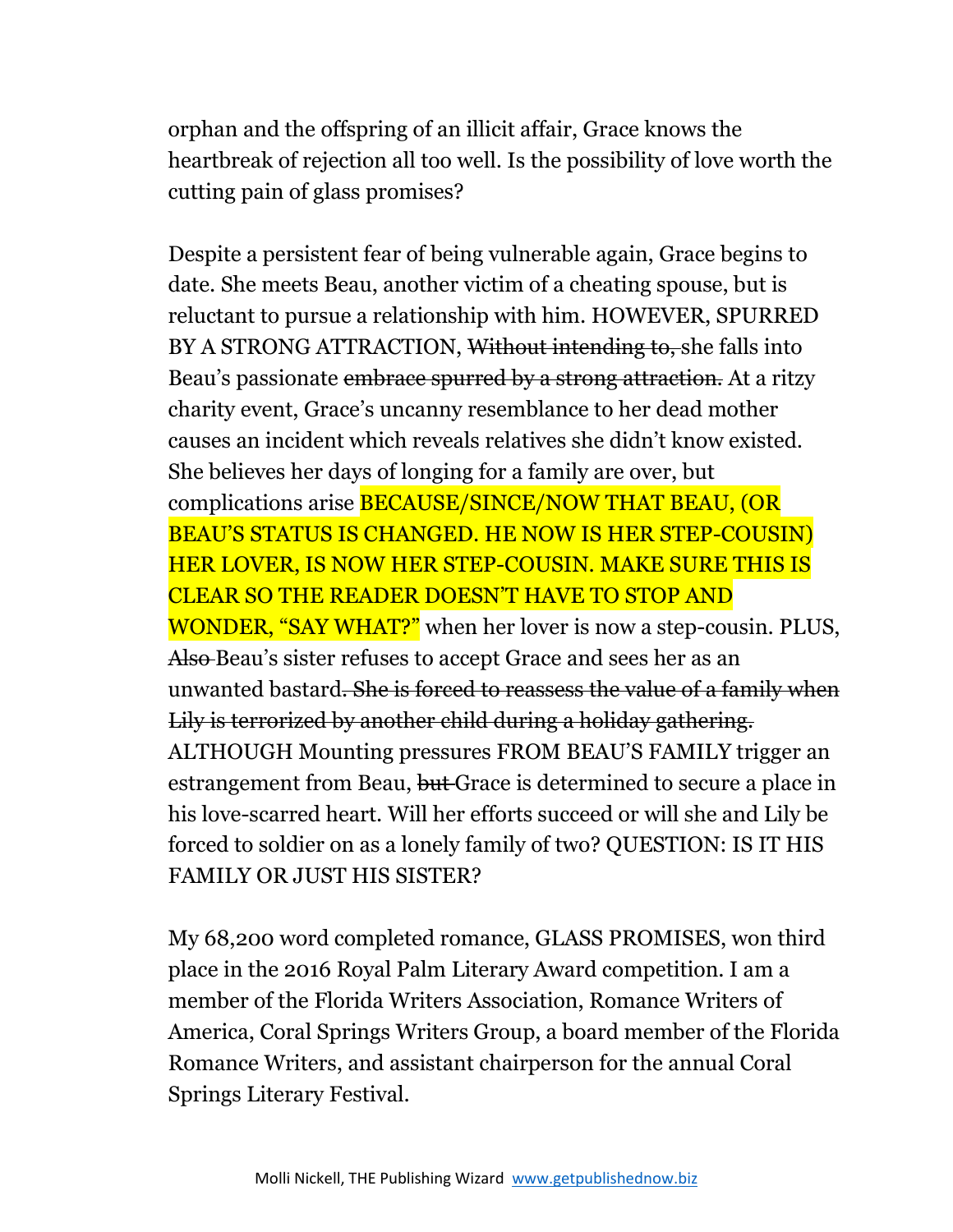orphan and the offspring of an illicit affair, Grace knows the heartbreak of rejection all too well. Is the possibility of love worth the cutting pain of glass promises?

Despite a persistent fear of being vulnerable again, Grace begins to date. She meets Beau, another victim of a cheating spouse, but is reluctant to pursue a relationship with him. HOWEVER, SPURRED BY A STRONG ATTRACTION, ~~Without intending to,~~ she falls into Beau's passionate ~~embrace spurred by a strong attraction.~~ At a ritzy charity event, Grace's uncanny resemblance to her dead mother causes an incident which reveals relatives she didn't know existed. She believes her days of longing for a family are over, but complications arise BECAUSE/SINCE/NOW THAT BEAU, (OR BEAU'S STATUS IS CHANGED. HE NOW IS HER STEP-COUSIN) HER LOVER, IS NOW HER STEP-COUSIN. MAKE SURE THIS IS CLEAR SO THE READER DOESN'T HAVE TO STOP AND WONDER, "SAY WHAT?" when her lover is now a step-cousin. PLUS, ~~Also~~ Beau's sister refuses to accept Grace and sees her as an unwanted bastard~~. She is forced to reassess the value of a family when Lily is terrorized by another child during a holiday gathering.~~ ALTHOUGH Mounting pressures FROM BEAU'S FAMILY trigger an estrangement from Beau, ~~but~~ Grace is determined to secure a place in his love-scarred heart. Will her efforts succeed or will she and Lily be forced to soldier on as a lonely family of two? QUESTION: IS IT HIS FAMILY OR JUST HIS SISTER?

My 68,200 word completed romance, GLASS PROMISES, won third place in the 2016 Royal Palm Literary Award competition. I am a member of the Florida Writers Association, Romance Writers of America, Coral Springs Writers Group, a board member of the Florida Romance Writers, and assistant chairperson for the annual Coral Springs Literary Festival.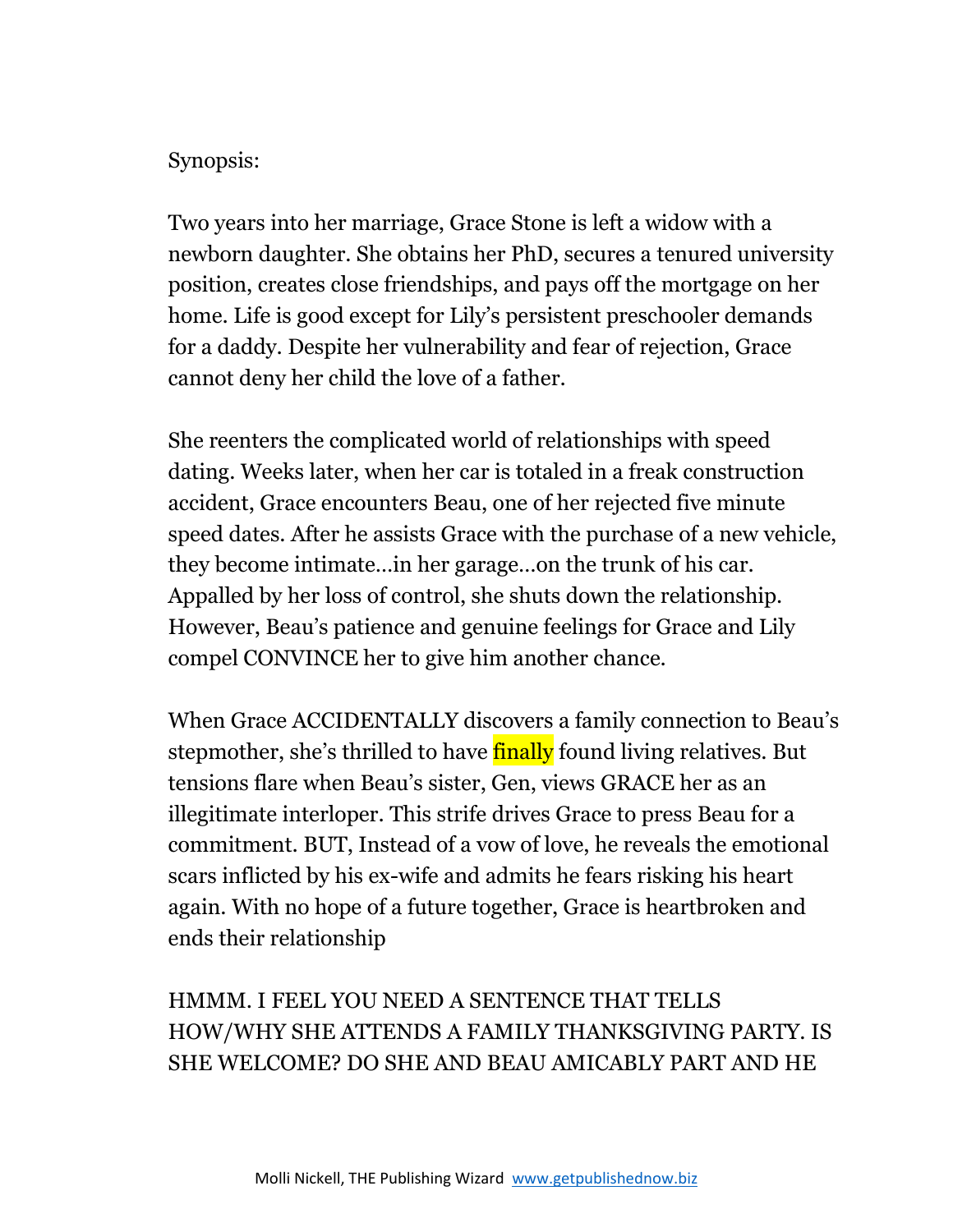Synopsis:

Two years into her marriage, Grace Stone is left a widow with a newborn daughter. She obtains her PhD, secures a tenured university position, creates close friendships, and pays off the mortgage on her home. Life is good except for Lily's persistent preschooler demands for a daddy. Despite her vulnerability and fear of rejection, Grace cannot deny her child the love of a father.

She reenters the complicated world of relationships with speed dating. Weeks later, when her car is totaled in a freak construction accident, Grace encounters Beau, one of her rejected five minute speed dates. After he assists Grace with the purchase of a new vehicle, they become intimate…in her garage…on the trunk of his car. Appalled by her loss of control, she shuts down the relationship. However, Beau's patience and genuine feelings for Grace and Lily compel CONVINCE her to give him another chance.

When Grace ACCIDENTALLY discovers a family connection to Beau's stepmother, she's thrilled to have finally found living relatives. But tensions flare when Beau's sister, Gen, views GRACE her as an illegitimate interloper. This strife drives Grace to press Beau for a commitment. BUT, Instead of a vow of love, he reveals the emotional scars inflicted by his ex-wife and admits he fears risking his heart again. With no hope of a future together, Grace is heartbroken and ends their relationship

HMMM. I FEEL YOU NEED A SENTENCE THAT TELLS HOW/WHY SHE ATTENDS A FAMILY THANKSGIVING PARTY. IS SHE WELCOME? DO SHE AND BEAU AMICABLY PART AND HE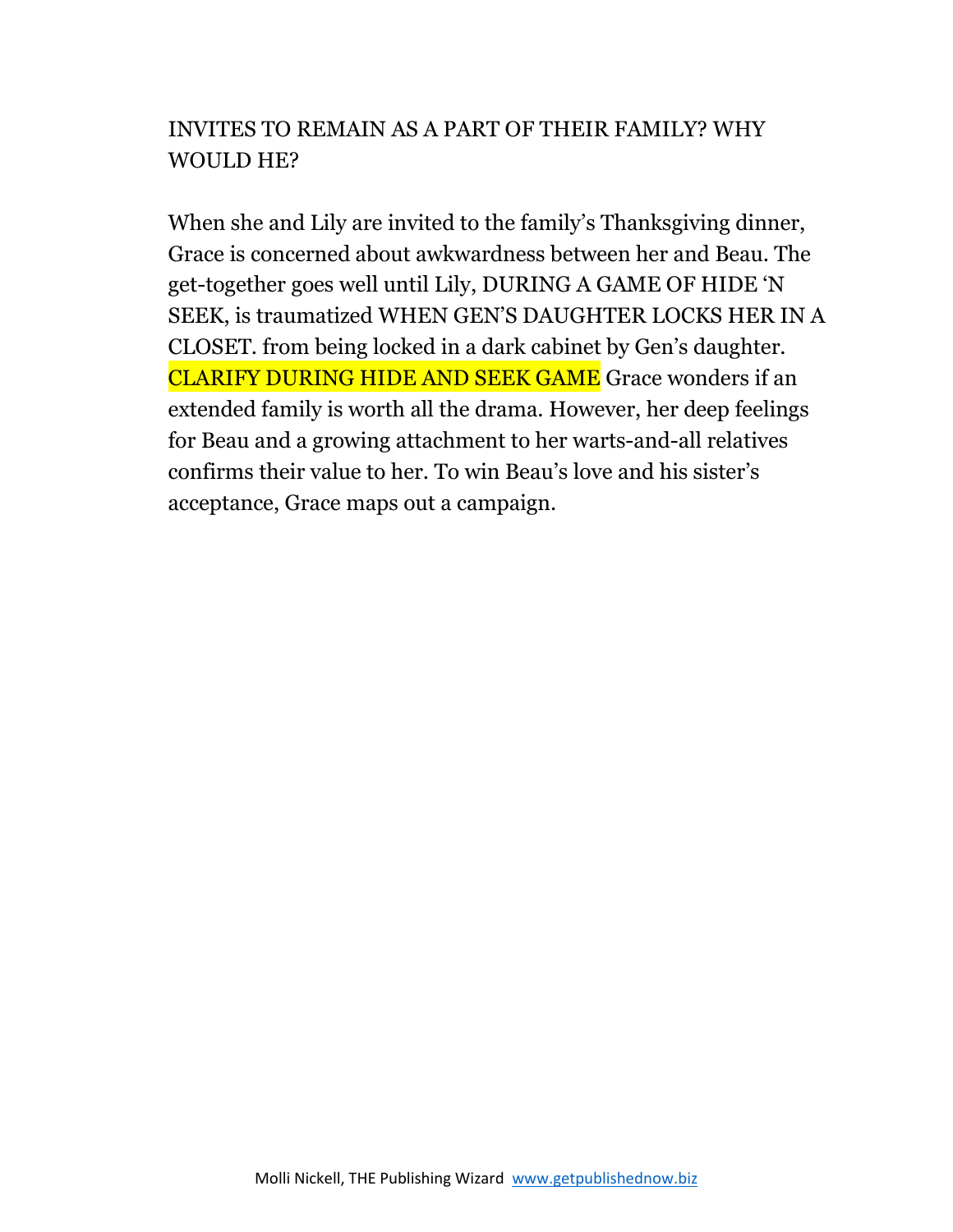INVITES TO REMAIN AS A PART OF THEIR FAMILY? WHY WOULD HE?

When she and Lily are invited to the family's Thanksgiving dinner, Grace is concerned about awkwardness between her and Beau. The get-together goes well until Lily, DURING A GAME OF HIDE 'N SEEK, is traumatized WHEN GEN'S DAUGHTER LOCKS HER IN A CLOSET. from being locked in a dark cabinet by Gen's daughter. CLARIFY DURING HIDE AND SEEK GAME Grace wonders if an extended family is worth all the drama. However, her deep feelings for Beau and a growing attachment to her warts-and-all relatives confirms their value to her. To win Beau's love and his sister's acceptance, Grace maps out a campaign.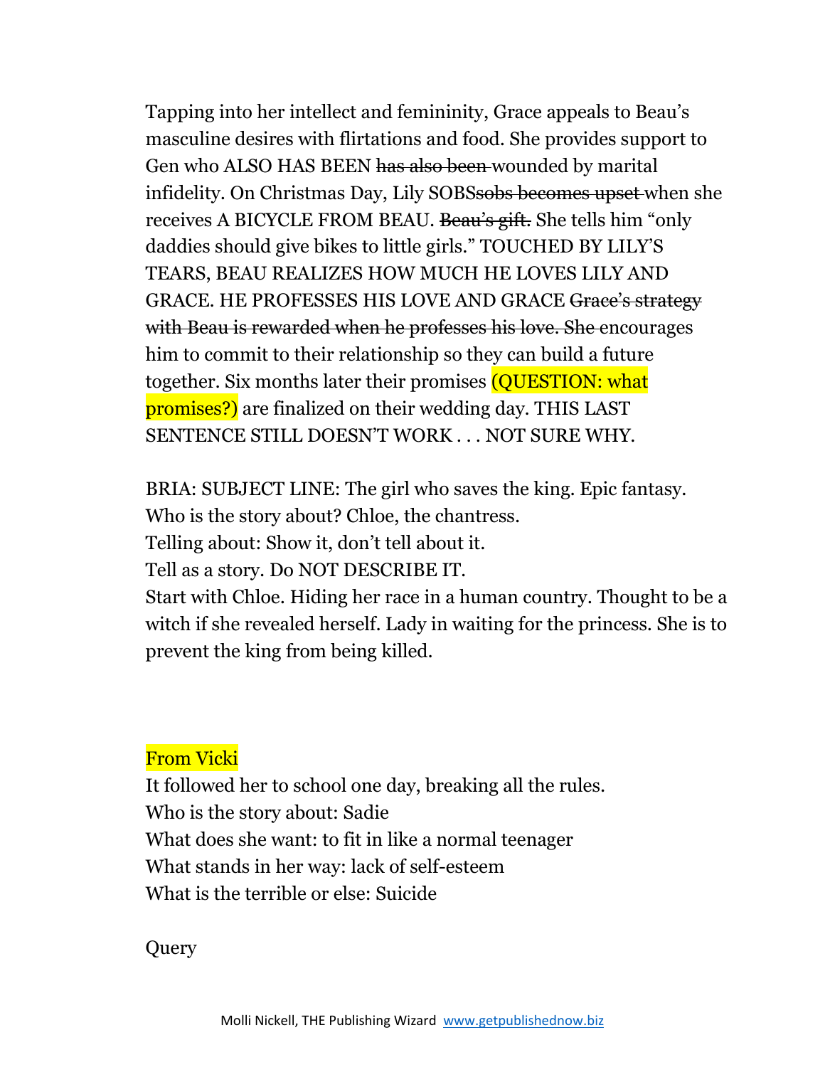Tapping into her intellect and femininity, Grace appeals to Beau's masculine desires with flirtations and food. She provides support to Gen who ALSO HAS BEEN ~~has also been~~ wounded by marital infidelity. On Christmas Day, Lily SOBS~~sobs becomes upset~~ when she receives A BICYCLE FROM BEAU. ~~Beau's gift.~~ She tells him "only daddies should give bikes to little girls." TOUCHED BY LILY'S TEARS, BEAU REALIZES HOW MUCH HE LOVES LILY AND GRACE. HE PROFESSES HIS LOVE AND GRACE ~~Grace's strategy with Beau is rewarded when he professes his love. She~~ encourages him to commit to their relationship so they can build a future together. Six months later their promises (QUESTION: what promises?) are finalized on their wedding day. THIS LAST SENTENCE STILL DOESN'T WORK . . . NOT SURE WHY.

BRIA: SUBJECT LINE: The girl who saves the king. Epic fantasy.
Who is the story about? Chloe, the chantress.
Telling about: Show it, don't tell about it.
Tell as a story. Do NOT DESCRIBE IT.
Start with Chloe. Hiding her race in a human country. Thought to be a witch if she revealed herself. Lady in waiting for the princess. She is to prevent the king from being killed.

From Vicki

It followed her to school one day, breaking all the rules.
Who is the story about: Sadie
What does she want: to fit in like a normal teenager
What stands in her way: lack of self-esteem
What is the terrible or else: Suicide

Query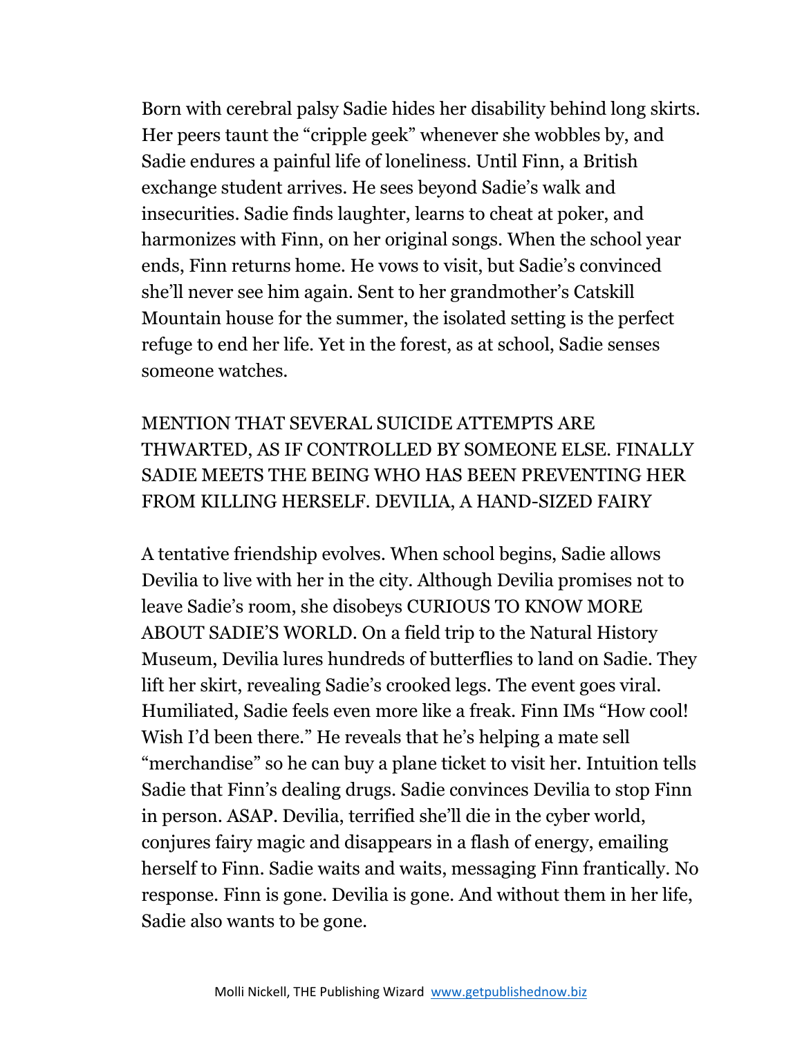Born with cerebral palsy Sadie hides her disability behind long skirts. Her peers taunt the "cripple geek" whenever she wobbles by, and Sadie endures a painful life of loneliness. Until Finn, a British exchange student arrives. He sees beyond Sadie's walk and insecurities. Sadie finds laughter, learns to cheat at poker, and harmonizes with Finn, on her original songs. When the school year ends, Finn returns home. He vows to visit, but Sadie's convinced she'll never see him again. Sent to her grandmother's Catskill Mountain house for the summer, the isolated setting is the perfect refuge to end her life. Yet in the forest, as at school, Sadie senses someone watches.

MENTION THAT SEVERAL SUICIDE ATTEMPTS ARE THWARTED, AS IF CONTROLLED BY SOMEONE ELSE. FINALLY SADIE MEETS THE BEING WHO HAS BEEN PREVENTING HER FROM KILLING HERSELF. DEVILIA, A HAND-SIZED FAIRY

A tentative friendship evolves. When school begins, Sadie allows Devilia to live with her in the city. Although Devilia promises not to leave Sadie's room, she disobeys CURIOUS TO KNOW MORE ABOUT SADIE'S WORLD. On a field trip to the Natural History Museum, Devilia lures hundreds of butterflies to land on Sadie. They lift her skirt, revealing Sadie's crooked legs. The event goes viral. Humiliated, Sadie feels even more like a freak. Finn IMs "How cool! Wish I'd been there." He reveals that he's helping a mate sell "merchandise" so he can buy a plane ticket to visit her. Intuition tells Sadie that Finn's dealing drugs. Sadie convinces Devilia to stop Finn in person. ASAP. Devilia, terrified she'll die in the cyber world, conjures fairy magic and disappears in a flash of energy, emailing herself to Finn. Sadie waits and waits, messaging Finn frantically. No response. Finn is gone. Devilia is gone. And without them in her life, Sadie also wants to be gone.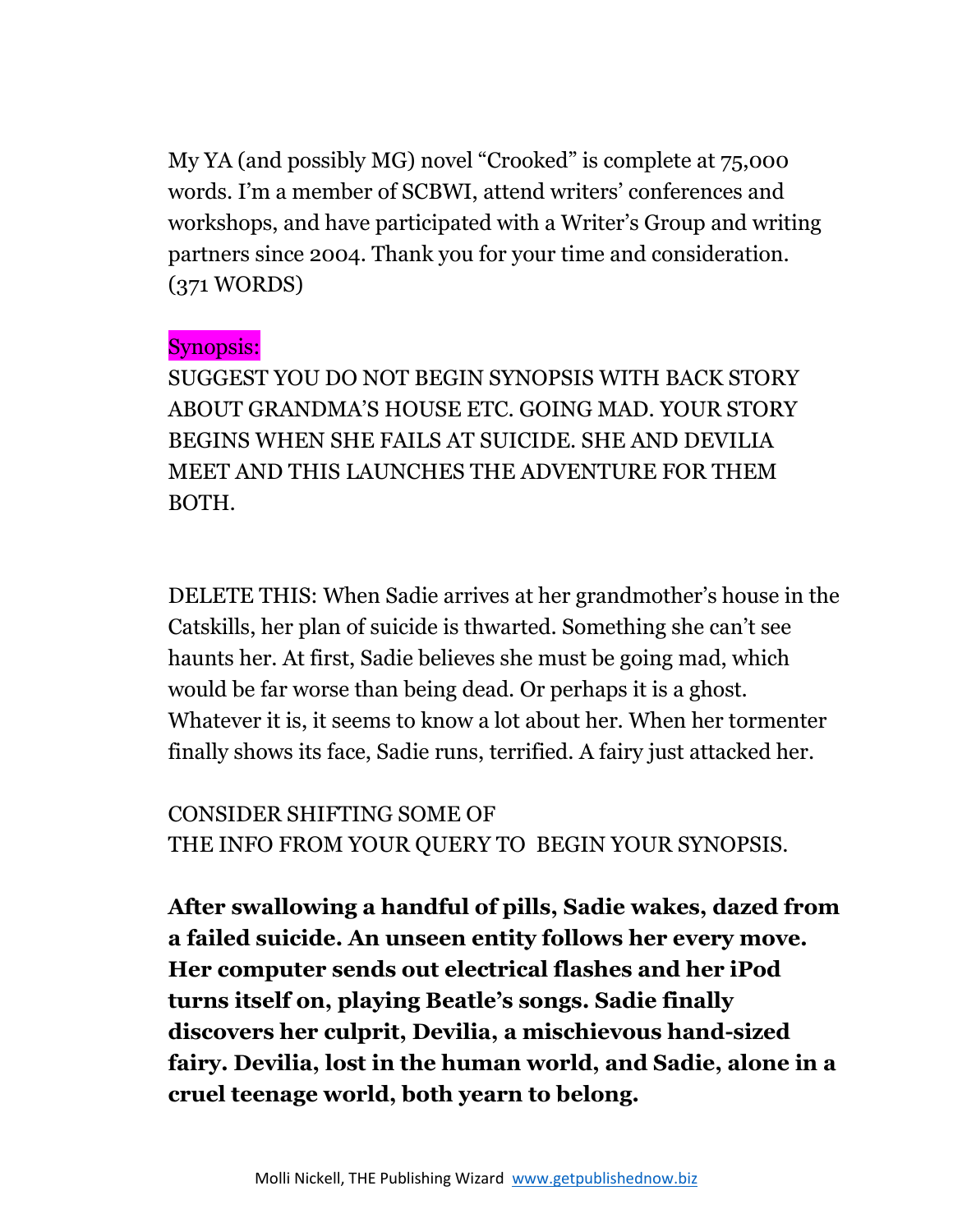My YA (and possibly MG) novel "Crooked" is complete at 75,000 words. I'm a member of SCBWI, attend writers' conferences and workshops, and have participated with a Writer's Group and writing partners since 2004. Thank you for your time and consideration. (371 WORDS)

Synopsis:

SUGGEST YOU DO NOT BEGIN SYNOPSIS WITH BACK STORY ABOUT GRANDMA'S HOUSE ETC. GOING MAD. YOUR STORY BEGINS WHEN SHE FAILS AT SUICIDE. SHE AND DEVILIA MEET AND THIS LAUNCHES THE ADVENTURE FOR THEM BOTH.

DELETE THIS: When Sadie arrives at her grandmother's house in the Catskills, her plan of suicide is thwarted. Something she can't see haunts her. At first, Sadie believes she must be going mad, which would be far worse than being dead. Or perhaps it is a ghost. Whatever it is, it seems to know a lot about her. When her tormenter finally shows its face, Sadie runs, terrified. A fairy just attacked her.

CONSIDER SHIFTING SOME OF THE INFO FROM YOUR QUERY TO BEGIN YOUR SYNOPSIS.

**After swallowing a handful of pills, Sadie wakes, dazed from a failed suicide. An unseen entity follows her every move. Her computer sends out electrical flashes and her iPod turns itself on, playing Beatle's songs. Sadie finally discovers her culprit, Devilia, a mischievous hand-sized fairy. Devilia, lost in the human world, and Sadie, alone in a cruel teenage world, both yearn to belong.**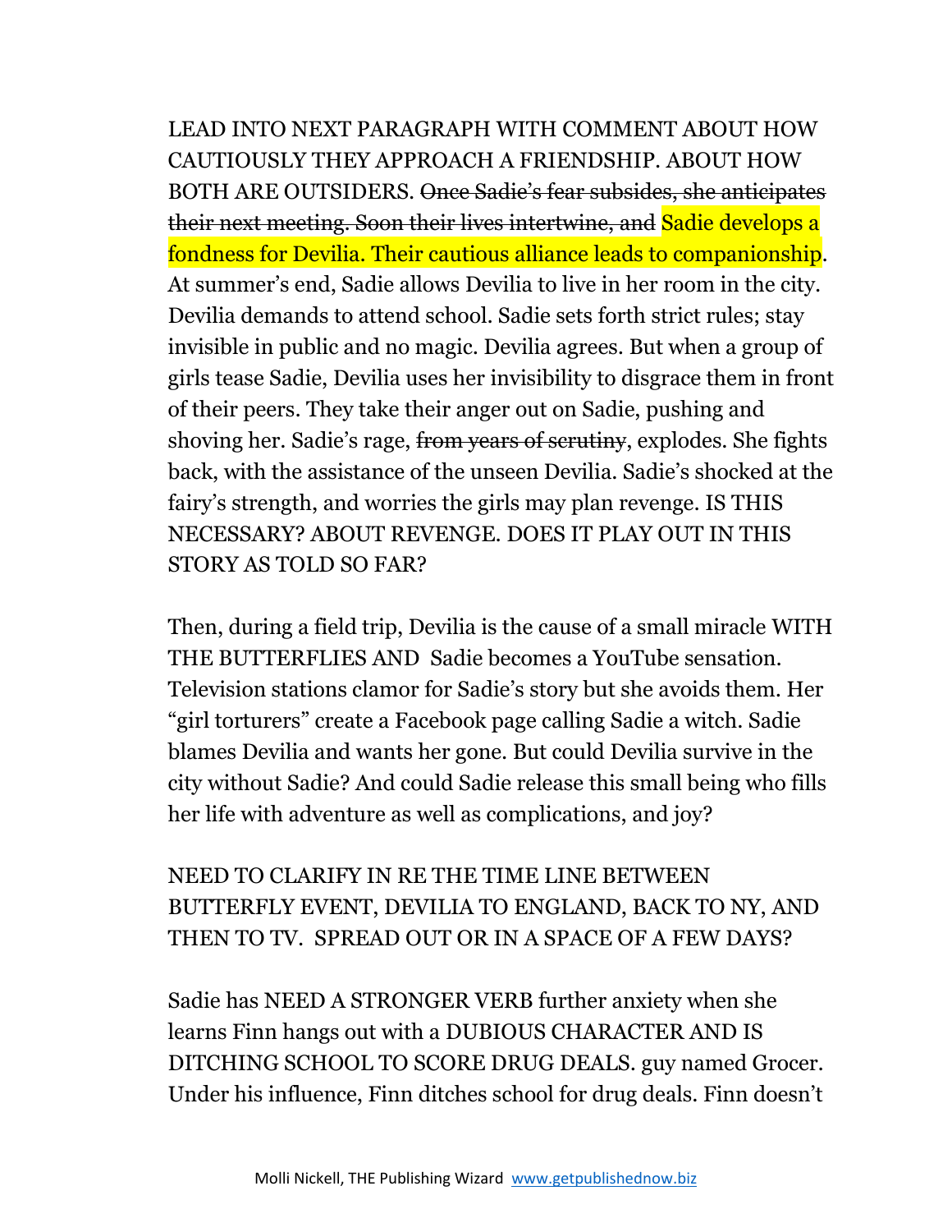LEAD INTO NEXT PARAGRAPH WITH COMMENT ABOUT HOW CAUTIOUSLY THEY APPROACH A FRIENDSHIP. ABOUT HOW BOTH ARE OUTSIDERS. ~~Once Sadie's fear subsides, she anticipates their next meeting. Soon their lives intertwine, and~~ Sadie develops a fondness for Devilia. Their cautious alliance leads to companionship. At summer's end, Sadie allows Devilia to live in her room in the city. Devilia demands to attend school. Sadie sets forth strict rules; stay invisible in public and no magic. Devilia agrees. But when a group of girls tease Sadie, Devilia uses her invisibility to disgrace them in front of their peers. They take their anger out on Sadie, pushing and shoving her. Sadie's rage, ~~from years of scrutiny~~, explodes. She fights back, with the assistance of the unseen Devilia. Sadie's shocked at the fairy's strength, and worries the girls may plan revenge. IS THIS NECESSARY? ABOUT REVENGE. DOES IT PLAY OUT IN THIS STORY AS TOLD SO FAR?

Then, during a field trip, Devilia is the cause of a small miracle WITH THE BUTTERFLIES AND Sadie becomes a YouTube sensation. Television stations clamor for Sadie's story but she avoids them. Her "girl torturers" create a Facebook page calling Sadie a witch. Sadie blames Devilia and wants her gone. But could Devilia survive in the city without Sadie? And could Sadie release this small being who fills her life with adventure as well as complications, and joy?

NEED TO CLARIFY IN RE THE TIME LINE BETWEEN BUTTERFLY EVENT, DEVILIA TO ENGLAND, BACK TO NY, AND THEN TO TV. SPREAD OUT OR IN A SPACE OF A FEW DAYS?

Sadie has NEED A STRONGER VERB further anxiety when she learns Finn hangs out with a DUBIOUS CHARACTER AND IS DITCHING SCHOOL TO SCORE DRUG DEALS. guy named Grocer. Under his influence, Finn ditches school for drug deals. Finn doesn't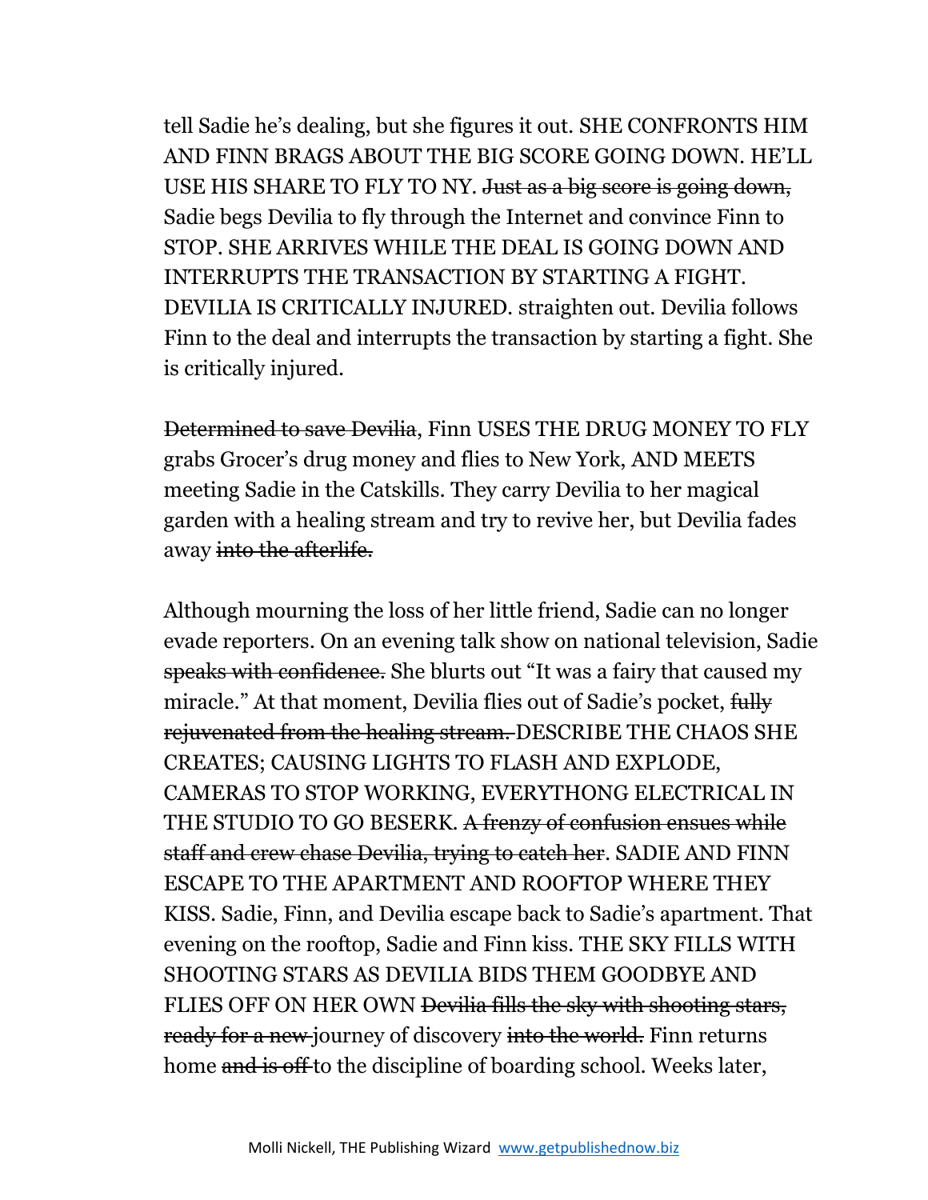tell Sadie he's dealing, but she figures it out. SHE CONFRONTS HIM AND FINN BRAGS ABOUT THE BIG SCORE GOING DOWN. HE'LL USE HIS SHARE TO FLY TO NY. ~~Just as a big score is going down,~~ Sadie begs Devilia to fly through the Internet and convince Finn to STOP. SHE ARRIVES WHILE THE DEAL IS GOING DOWN AND INTERRUPTS THE TRANSACTION BY STARTING A FIGHT. DEVILIA IS CRITICALLY INJURED. straighten out. Devilia follows Finn to the deal and interrupts the transaction by starting a fight. She is critically injured.

~~Determined to save Devilia~~, Finn USES THE DRUG MONEY TO FLY grabs Grocer's drug money and flies to New York, AND MEETS meeting Sadie in the Catskills. They carry Devilia to her magical garden with a healing stream and try to revive her, but Devilia fades away ~~into the afterlife.~~

Although mourning the loss of her little friend, Sadie can no longer evade reporters. On an evening talk show on national television, Sadie ~~speaks with confidence.~~ She blurts out "It was a fairy that caused my miracle." At that moment, Devilia flies out of Sadie's pocket, ~~fully rejuvenated from the healing stream.~~ DESCRIBE THE CHAOS SHE CREATES; CAUSING LIGHTS TO FLASH AND EXPLODE, CAMERAS TO STOP WORKING, EVERYTHONG ELECTRICAL IN THE STUDIO TO GO BESERK. ~~A frenzy of confusion ensues while staff and crew chase Devilia, trying to catch her~~. SADIE AND FINN ESCAPE TO THE APARTMENT AND ROOFTOP WHERE THEY KISS. Sadie, Finn, and Devilia escape back to Sadie's apartment. That evening on the rooftop, Sadie and Finn kiss. THE SKY FILLS WITH SHOOTING STARS AS DEVILIA BIDS THEM GOODBYE AND FLIES OFF ON HER OWN ~~Devilia fills the sky with shooting stars, ready for a new~~ journey of discovery ~~into the world.~~ Finn returns home ~~and is off~~ to the discipline of boarding school. Weeks later,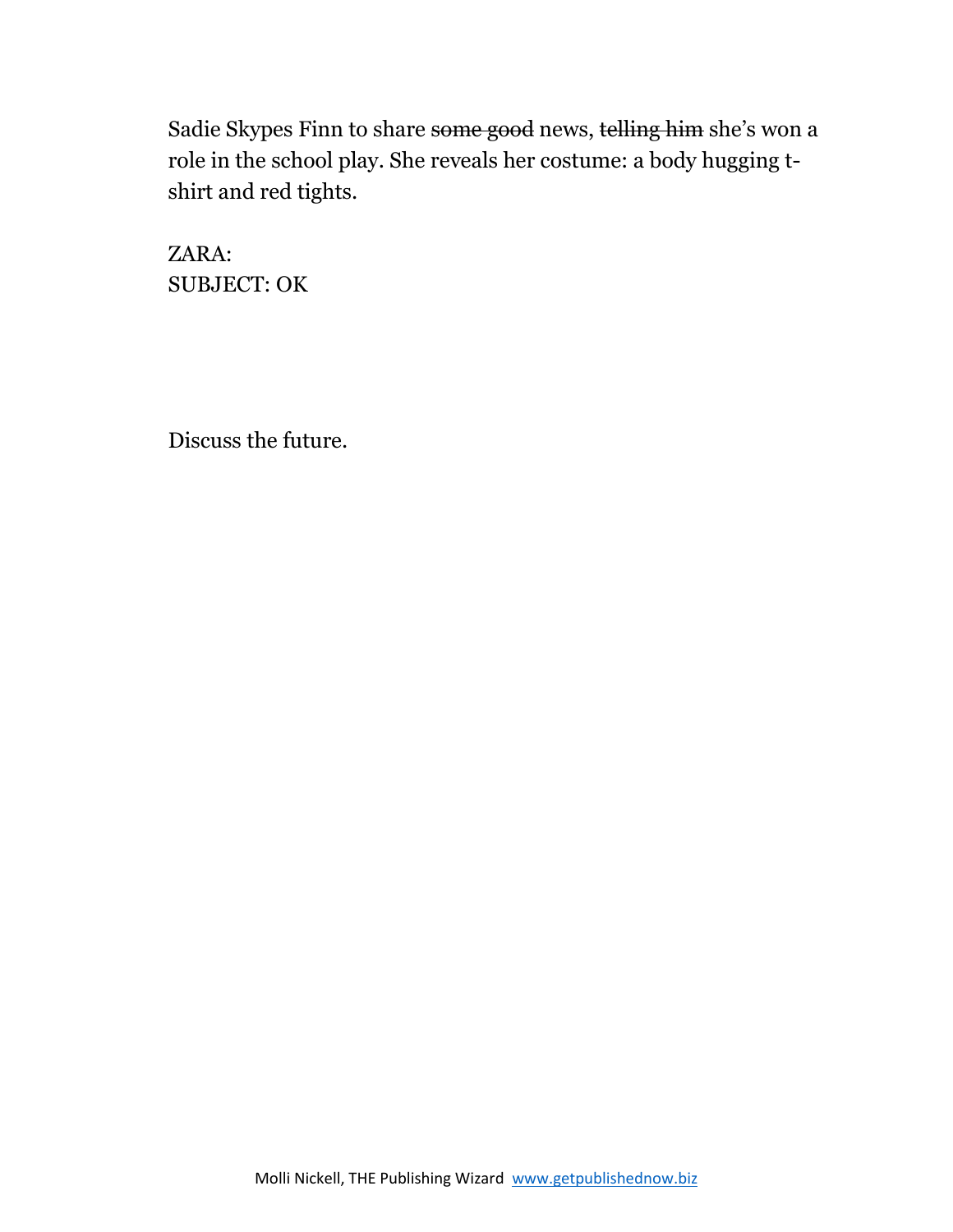Sadie Skypes Finn to share ~~some good~~ news, ~~telling him~~ she's won a role in the school play. She reveals her costume: a body hugging t-shirt and red tights.

ZARA:  
SUBJECT: OK

Discuss the future.